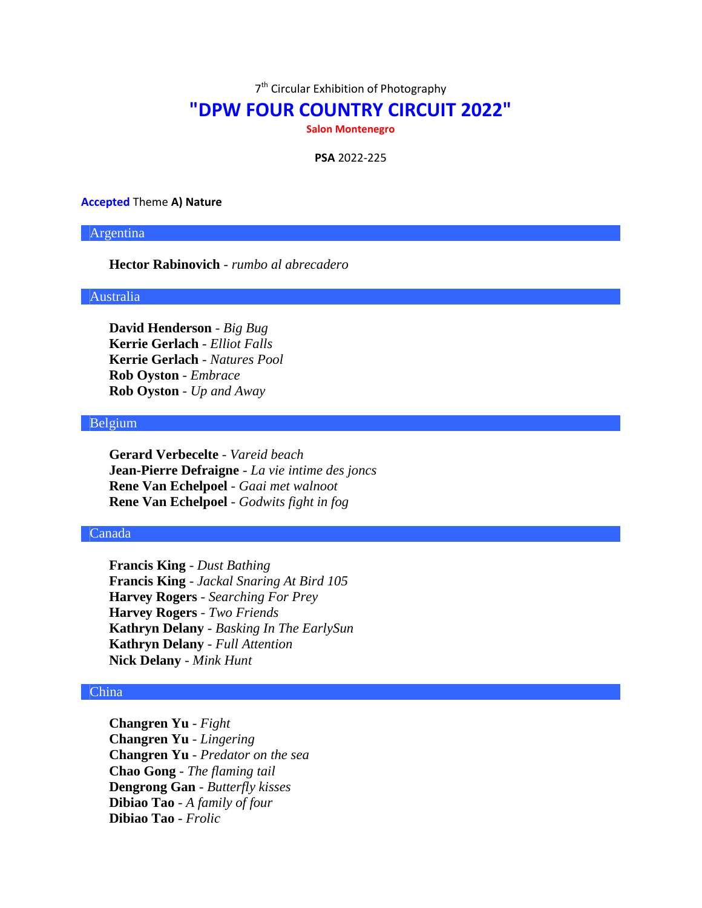7th Circular Exhibition of Photography

# "DPW FOUR COUNTRY CIRCUIT 2022"

**Salon Montenegro**

**PSA** 2022-225

**Accepted** Theme **A) Nature**

## Argentina

**Hector Rabinovich** - *rumbo al abrecadero*

## Australia

**David Henderson** - *Big Bug*
**Kerrie Gerlach** - *Elliot Falls*
**Kerrie Gerlach** - *Natures Pool*
**Rob Oyston** - *Embrace*
**Rob Oyston** - *Up and Away*

## Belgium

**Gerard Verbecelte** - *Vareid beach*
**Jean-Pierre Defraigne** - *La vie intime des joncs*
**Rene Van Echelpoel** - *Gaai met walnoot*
**Rene Van Echelpoel** - *Godwits fight in fog*

## Canada

**Francis King** - *Dust Bathing*
**Francis King** - *Jackal Snaring At Bird 105*
**Harvey Rogers** - *Searching For Prey*
**Harvey Rogers** - *Two Friends*
**Kathryn Delany** - *Basking In The EarlySun*
**Kathryn Delany** - *Full Attention*
**Nick Delany** - *Mink Hunt*

## China

**Changren Yu** - *Fight*
**Changren Yu** - *Lingering*
**Changren Yu** - *Predator on the sea*
**Chao Gong** - *The flaming tail*
**Dengrong Gan** - *Butterfly kisses*
**Dibiao Tao** - *A family of four*
**Dibiao Tao** - *Frolic*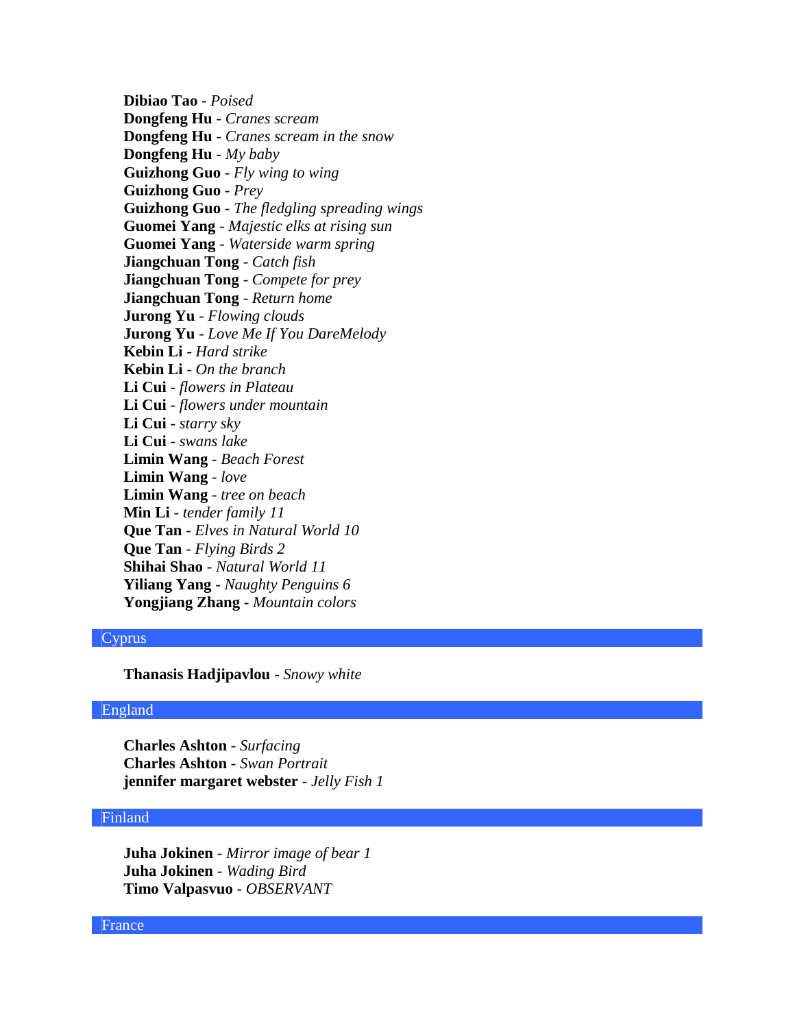**Dibiao Tao** - *Poised*
**Dongfeng Hu** - *Cranes scream*
**Dongfeng Hu** - *Cranes scream in the snow*
**Dongfeng Hu** - *My baby*
**Guizhong Guo** - *Fly wing to wing*
**Guizhong Guo** - *Prey*
**Guizhong Guo** - *The fledgling spreading wings*
**Guomei Yang** - *Majestic elks at rising sun*
**Guomei Yang** - *Waterside warm spring*
**Jiangchuan Tong** - *Catch fish*
**Jiangchuan Tong** - *Compete for prey*
**Jiangchuan Tong** - *Return home*
**Jurong Yu** - *Flowing clouds*
**Jurong Yu** - *Love Me If You DareMelody*
**Kebin Li** - *Hard strike*
**Kebin Li** - *On the branch*
**Li Cui** - *flowers in Plateau*
**Li Cui** - *flowers under mountain*
**Li Cui** - *starry sky*
**Li Cui** - *swans lake*
**Limin Wang** - *Beach Forest*
**Limin Wang** - *love*
**Limin Wang** - *tree on beach*
**Min Li** - *tender family 11*
**Que Tan** - *Elves in Natural World 10*
**Que Tan** - *Flying Birds 2*
**Shihai Shao** - *Natural World 11*
**Yiliang Yang** - *Naughty Penguins 6*
**Yongjiang Zhang** - *Mountain colors*

## Cyprus

**Thanasis Hadjipavlou** - *Snowy white*

## England

**Charles Ashton** - *Surfacing*
**Charles Ashton** - *Swan Portrait*
**jennifer margaret webster** - *Jelly Fish 1*

## Finland

**Juha Jokinen** - *Mirror image of bear 1*
**Juha Jokinen** - *Wading Bird*
**Timo Valpasvuo** - *OBSERVANT*

## France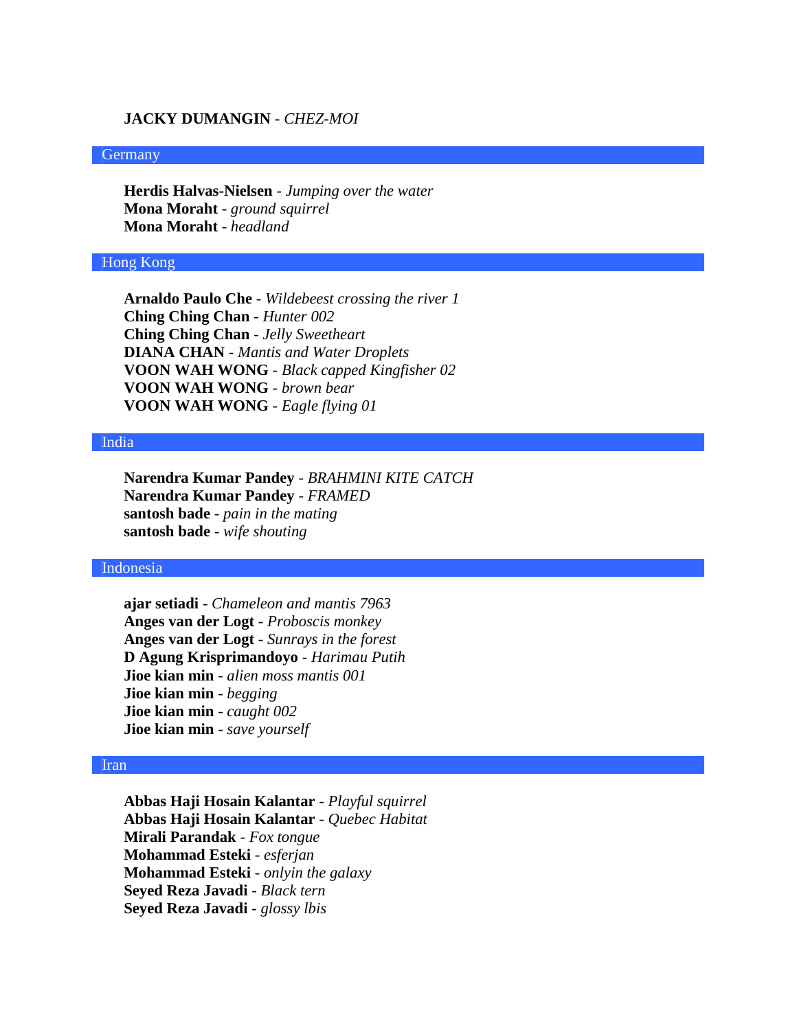**JACKY DUMANGIN** - *CHEZ-MOI*

## Germany

**Herdis Halvas-Nielsen** - *Jumping over the water*
**Mona Moraht** - *ground squirrel*
**Mona Moraht** - *headland*

## Hong Kong

**Arnaldo Paulo Che** - *Wildebeest crossing the river 1*
**Ching Ching Chan** - *Hunter 002*
**Ching Ching Chan** - *Jelly Sweetheart*
**DIANA CHAN** - *Mantis and Water Droplets*
**VOON WAH WONG** - *Black capped Kingfisher 02*
**VOON WAH WONG** - *brown bear*
**VOON WAH WONG** - *Eagle flying 01*

## India

**Narendra Kumar Pandey** - *BRAHMINI KITE CATCH*
**Narendra Kumar Pandey** - *FRAMED*
**santosh bade** - *pain in the mating*
**santosh bade** - *wife shouting*

## Indonesia

**ajar setiadi** - *Chameleon and mantis 7963*
**Anges van der Logt** - *Proboscis monkey*
**Anges van der Logt** - *Sunrays in the forest*
**D Agung Krisprimandoyo** - *Harimau Putih*
**Jioe kian min** - *alien moss mantis 001*
**Jioe kian min** - *begging*
**Jioe kian min** - *caught 002*
**Jioe kian min** - *save yourself*

## Iran

**Abbas Haji Hosain Kalantar** - *Playful squirrel*
**Abbas Haji Hosain Kalantar** - *Quebec Habitat*
**Mirali Parandak** - *Fox tongue*
**Mohammad Esteki** - *esferjan*
**Mohammad Esteki** - *onlyin the galaxy*
**Seyed Reza Javadi** - *Black tern*
**Seyed Reza Javadi** - *glossy lbis*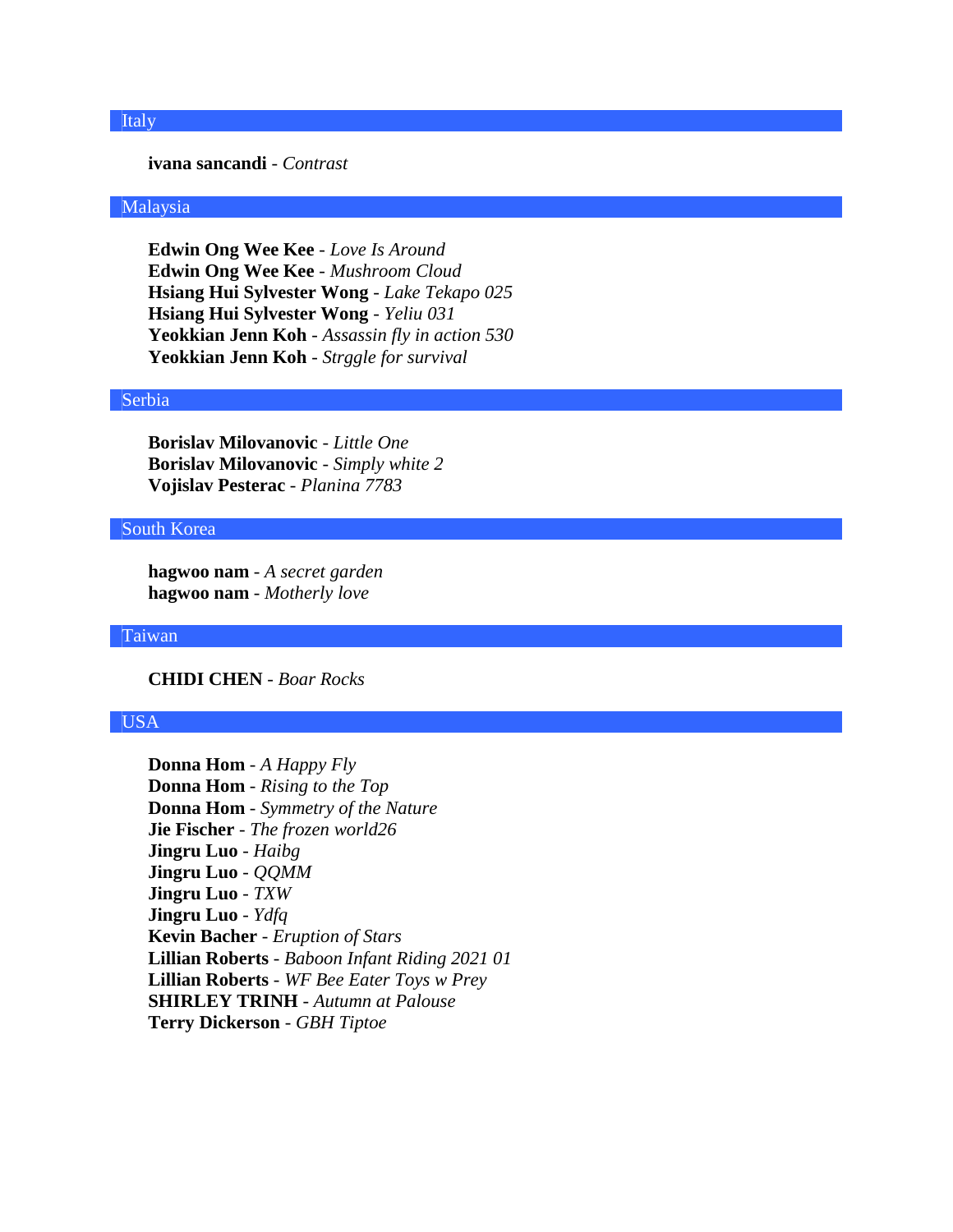## Italy

**ivana sancandi** - *Contrast*

## Malaysia

**Edwin Ong Wee Kee** - *Love Is Around*
**Edwin Ong Wee Kee** - *Mushroom Cloud*
**Hsiang Hui Sylvester Wong** - *Lake Tekapo 025*
**Hsiang Hui Sylvester Wong** - *Yeliu 031*
**Yeokkian Jenn Koh** - *Assassin fly in action 530*
**Yeokkian Jenn Koh** - *Strggle for survival*

## Serbia

**Borislav Milovanovic** - *Little One*
**Borislav Milovanovic** - *Simply white 2*
**Vojislav Pesterac** - *Planina 7783*

## South Korea

**hagwoo nam** - *A secret garden*
**hagwoo nam** - *Motherly love*

## Taiwan

**CHIDI CHEN** - *Boar Rocks*

## USA

**Donna Hom** - *A Happy Fly*
**Donna Hom** - *Rising to the Top*
**Donna Hom** - *Symmetry of the Nature*
**Jie Fischer** - *The frozen world26*
**Jingru Luo** - *Haibg*
**Jingru Luo** - *QQMM*
**Jingru Luo** - *TXW*
**Jingru Luo** - *Ydfq*
**Kevin Bacher** - *Eruption of Stars*
**Lillian Roberts** - *Baboon Infant Riding 2021 01*
**Lillian Roberts** - *WF Bee Eater Toys w Prey*
**SHIRLEY TRINH** - *Autumn at Palouse*
**Terry Dickerson** - *GBH Tiptoe*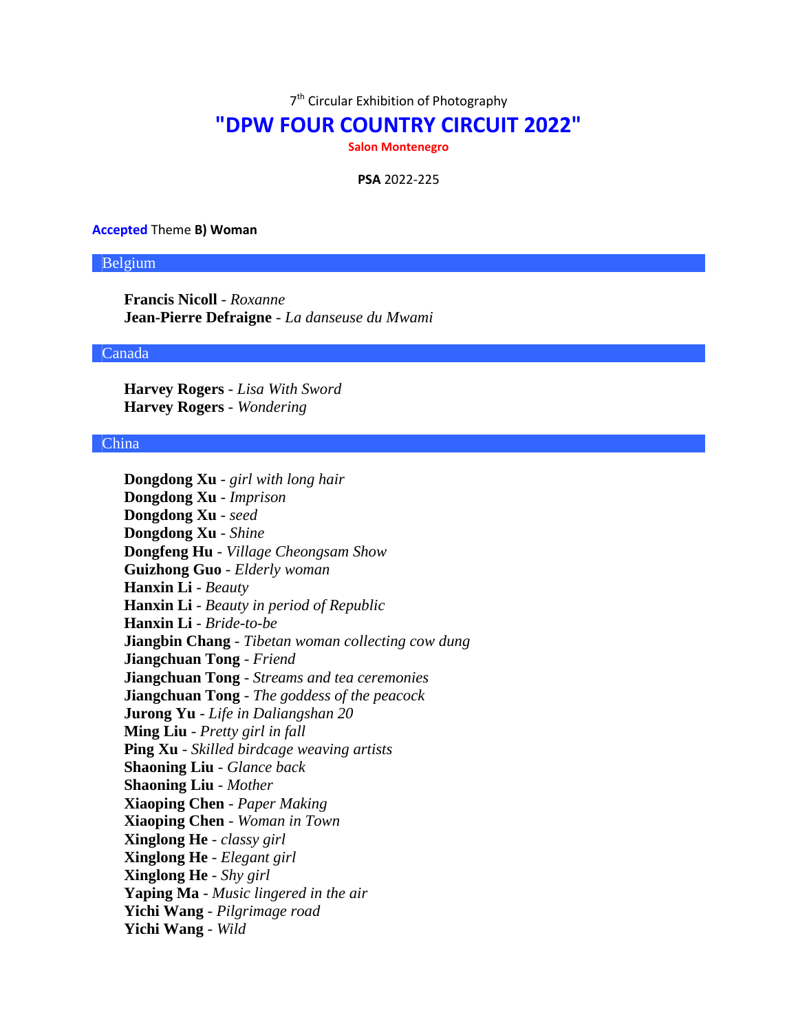7th Circular Exhibition of Photography

# "DPW FOUR COUNTRY CIRCUIT 2022"

**Salon Montenegro**

**PSA** 2022-225

**Accepted** Theme **B) Woman**

## Belgium

**Francis Nicoll** - *Roxanne*
**Jean-Pierre Defraigne** - *La danseuse du Mwami*

## Canada

**Harvey Rogers** - *Lisa With Sword*
**Harvey Rogers** - *Wondering*

## China

**Dongdong Xu** - *girl with long hair*
**Dongdong Xu** - *Imprison*
**Dongdong Xu** - *seed*
**Dongdong Xu** - *Shine*
**Dongfeng Hu** - *Village Cheongsam Show*
**Guizhong Guo** - *Elderly woman*
**Hanxin Li** - *Beauty*
**Hanxin Li** - *Beauty in period of Republic*
**Hanxin Li** - *Bride-to-be*
**Jiangbin Chang** - *Tibetan woman collecting cow dung*
**Jiangchuan Tong** - *Friend*
**Jiangchuan Tong** - *Streams and tea ceremonies*
**Jiangchuan Tong** - *The goddess of the peacock*
**Jurong Yu** - *Life in Daliangshan 20*
**Ming Liu** - *Pretty girl in fall*
**Ping Xu** - *Skilled birdcage weaving artists*
**Shaoning Liu** - *Glance back*
**Shaoning Liu** - *Mother*
**Xiaoping Chen** - *Paper Making*
**Xiaoping Chen** - *Woman in Town*
**Xinglong He** - *classy girl*
**Xinglong He** - *Elegant girl*
**Xinglong He** - *Shy girl*
**Yaping Ma** - *Music lingered in the air*
**Yichi Wang** - *Pilgrimage road*
**Yichi Wang** - *Wild*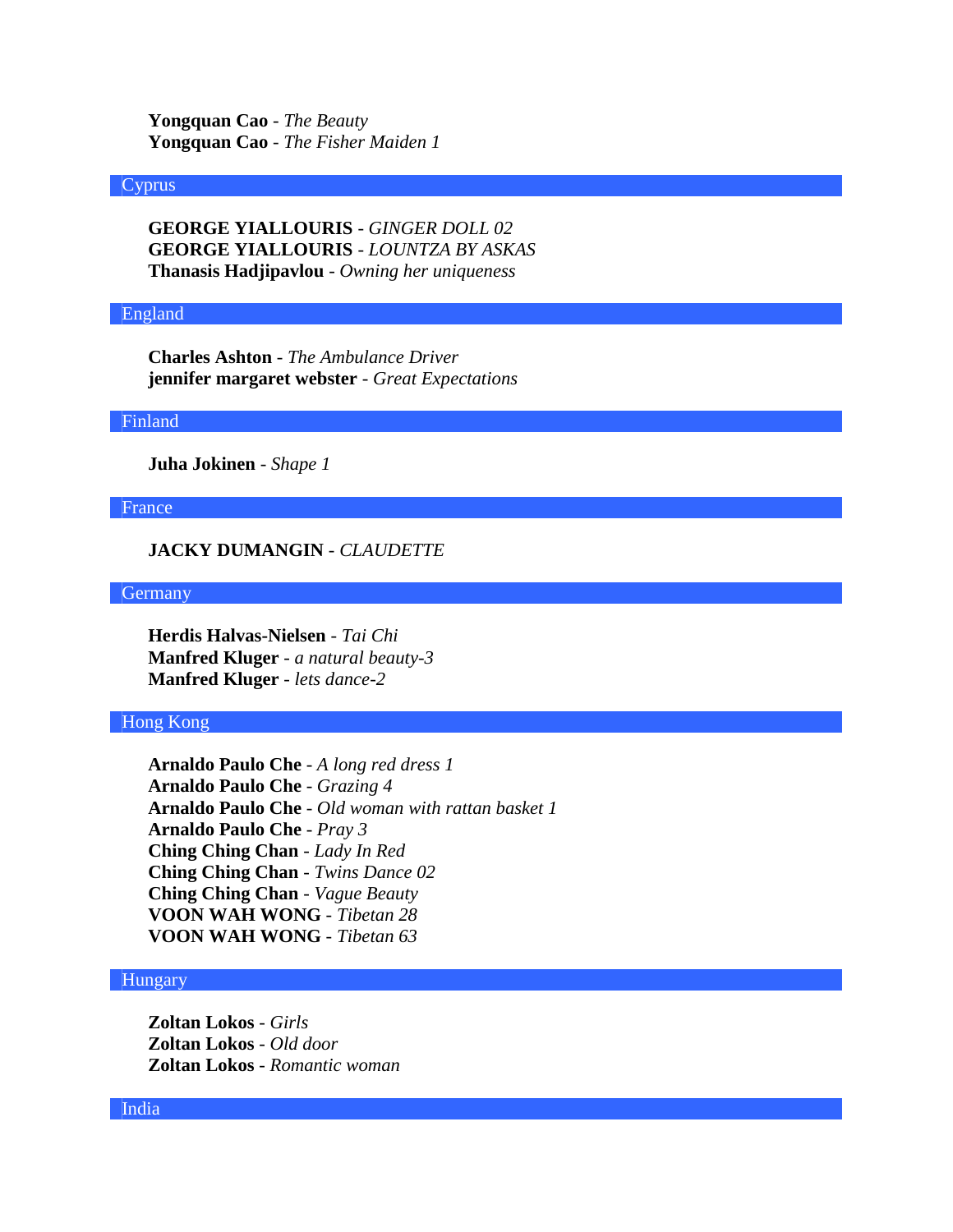**Yongquan Cao** - *The Beauty*
**Yongquan Cao** - *The Fisher Maiden 1*

## Cyprus

**GEORGE YIALLOURIS** - *GINGER DOLL 02*
**GEORGE YIALLOURIS** - *LOUNTZA BY ASKAS*
**Thanasis Hadjipavlou** - *Owning her uniqueness*

## England

**Charles Ashton** - *The Ambulance Driver*
**jennifer margaret webster** - *Great Expectations*

## Finland

**Juha Jokinen** - *Shape 1*

## France

**JACKY DUMANGIN** - *CLAUDETTE*

## Germany

**Herdis Halvas-Nielsen** - *Tai Chi*
**Manfred Kluger** - *a natural beauty-3*
**Manfred Kluger** - *lets dance-2*

## Hong Kong

**Arnaldo Paulo Che** - *A long red dress 1*
**Arnaldo Paulo Che** - *Grazing 4*
**Arnaldo Paulo Che** - *Old woman with rattan basket 1*
**Arnaldo Paulo Che** - *Pray 3*
**Ching Ching Chan** - *Lady In Red*
**Ching Ching Chan** - *Twins Dance 02*
**Ching Ching Chan** - *Vague Beauty*
**VOON WAH WONG** - *Tibetan 28*
**VOON WAH WONG** - *Tibetan 63*

## Hungary

**Zoltan Lokos** - *Girls*
**Zoltan Lokos** - *Old door*
**Zoltan Lokos** - *Romantic woman*

## India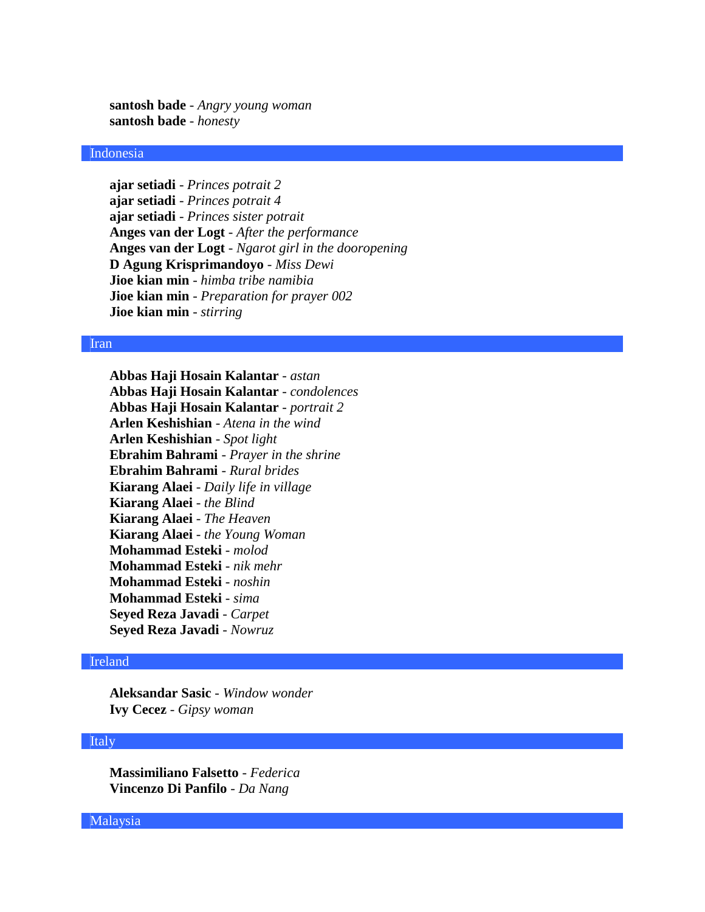**santosh bade** - *Angry young woman*
**santosh bade** - *honesty*

## Indonesia

**ajar setiadi** - *Princes potrait 2*
**ajar setiadi** - *Princes potrait 4*
**ajar setiadi** - *Princes sister potrait*
**Anges van der Logt** - *After the performance*
**Anges van der Logt** - *Ngarot girl in the dooropening*
**D Agung Krisprimandoyo** - *Miss Dewi*
**Jioe kian min** - *himba tribe namibia*
**Jioe kian min** - *Preparation for prayer 002*
**Jioe kian min** - *stirring*

## Iran

**Abbas Haji Hosain Kalantar** - *astan*
**Abbas Haji Hosain Kalantar** - *condolences*
**Abbas Haji Hosain Kalantar** - *portrait 2*
**Arlen Keshishian** - *Atena in the wind*
**Arlen Keshishian** - *Spot light*
**Ebrahim Bahrami** - *Prayer in the shrine*
**Ebrahim Bahrami** - *Rural brides*
**Kiarang Alaei** - *Daily life in village*
**Kiarang Alaei** - *the Blind*
**Kiarang Alaei** - *The Heaven*
**Kiarang Alaei** - *the Young Woman*
**Mohammad Esteki** - *molod*
**Mohammad Esteki** - *nik mehr*
**Mohammad Esteki** - *noshin*
**Mohammad Esteki** - *sima*
**Seyed Reza Javadi** - *Carpet*
**Seyed Reza Javadi** - *Nowruz*

## Ireland

**Aleksandar Sasic** - *Window wonder*
**Ivy Cecez** - *Gipsy woman*

## Italy

**Massimiliano Falsetto** - *Federica*
**Vincenzo Di Panfilo** - *Da Nang*

## Malaysia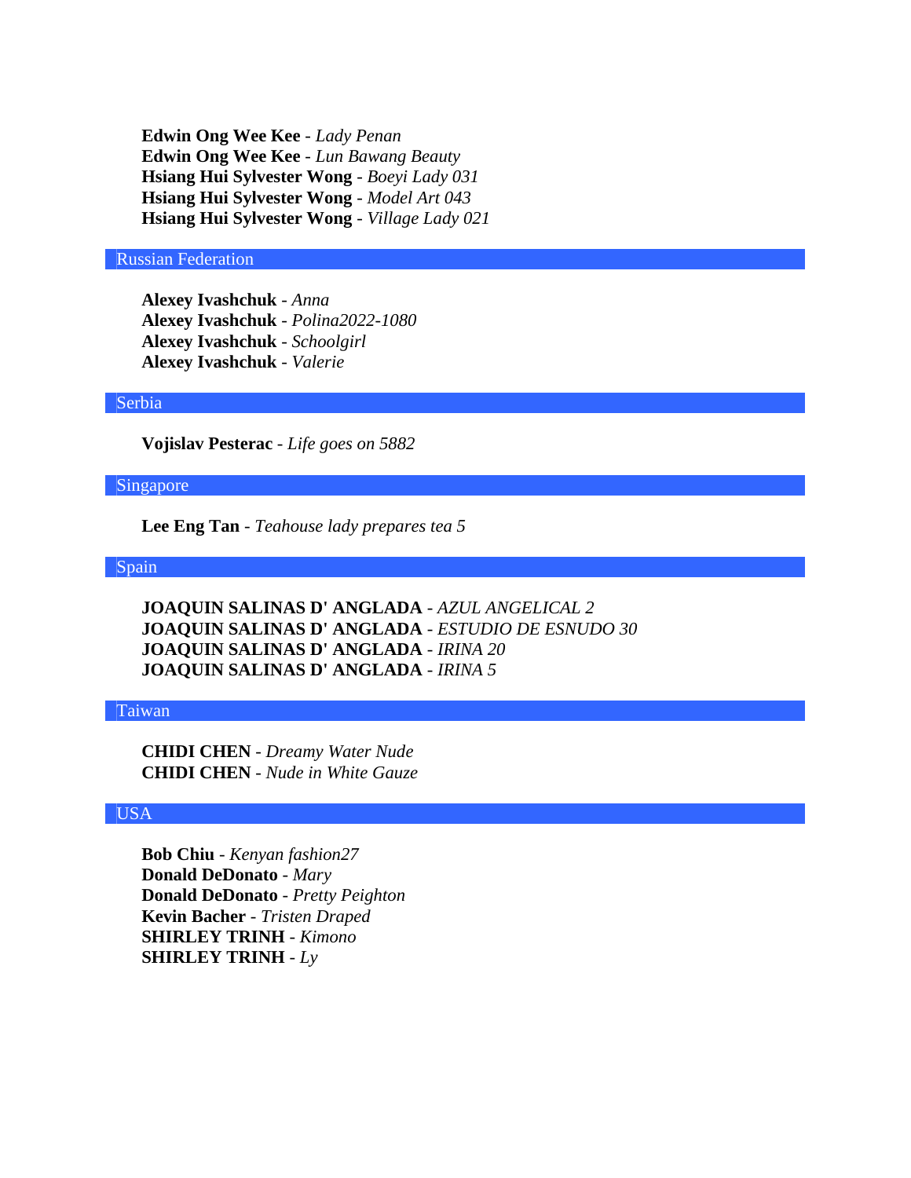**Edwin Ong Wee Kee** - *Lady Penan*
**Edwin Ong Wee Kee** - *Lun Bawang Beauty*
**Hsiang Hui Sylvester Wong** - *Boeyi Lady 031*
**Hsiang Hui Sylvester Wong** - *Model Art 043*
**Hsiang Hui Sylvester Wong** - *Village Lady 021*

## Russian Federation

**Alexey Ivashchuk** - *Anna*
**Alexey Ivashchuk** - *Polina2022-1080*
**Alexey Ivashchuk** - *Schoolgirl*
**Alexey Ivashchuk** - *Valerie*

## Serbia

**Vojislav Pesterac** - *Life goes on 5882*

## Singapore

**Lee Eng Tan** - *Teahouse lady prepares tea 5*

## Spain

**JOAQUIN SALINAS D' ANGLADA** - *AZUL ANGELICAL 2*
**JOAQUIN SALINAS D' ANGLADA** - *ESTUDIO DE ESNUDO 30*
**JOAQUIN SALINAS D' ANGLADA** - *IRINA 20*
**JOAQUIN SALINAS D' ANGLADA** - *IRINA 5*

## Taiwan

**CHIDI CHEN** - *Dreamy Water Nude*
**CHIDI CHEN** - *Nude in White Gauze*

## USA

**Bob Chiu** - *Kenyan fashion27*
**Donald DeDonato** - *Mary*
**Donald DeDonato** - *Pretty Peighton*
**Kevin Bacher** - *Tristen Draped*
**SHIRLEY TRINH** - *Kimono*
**SHIRLEY TRINH** - *Ly*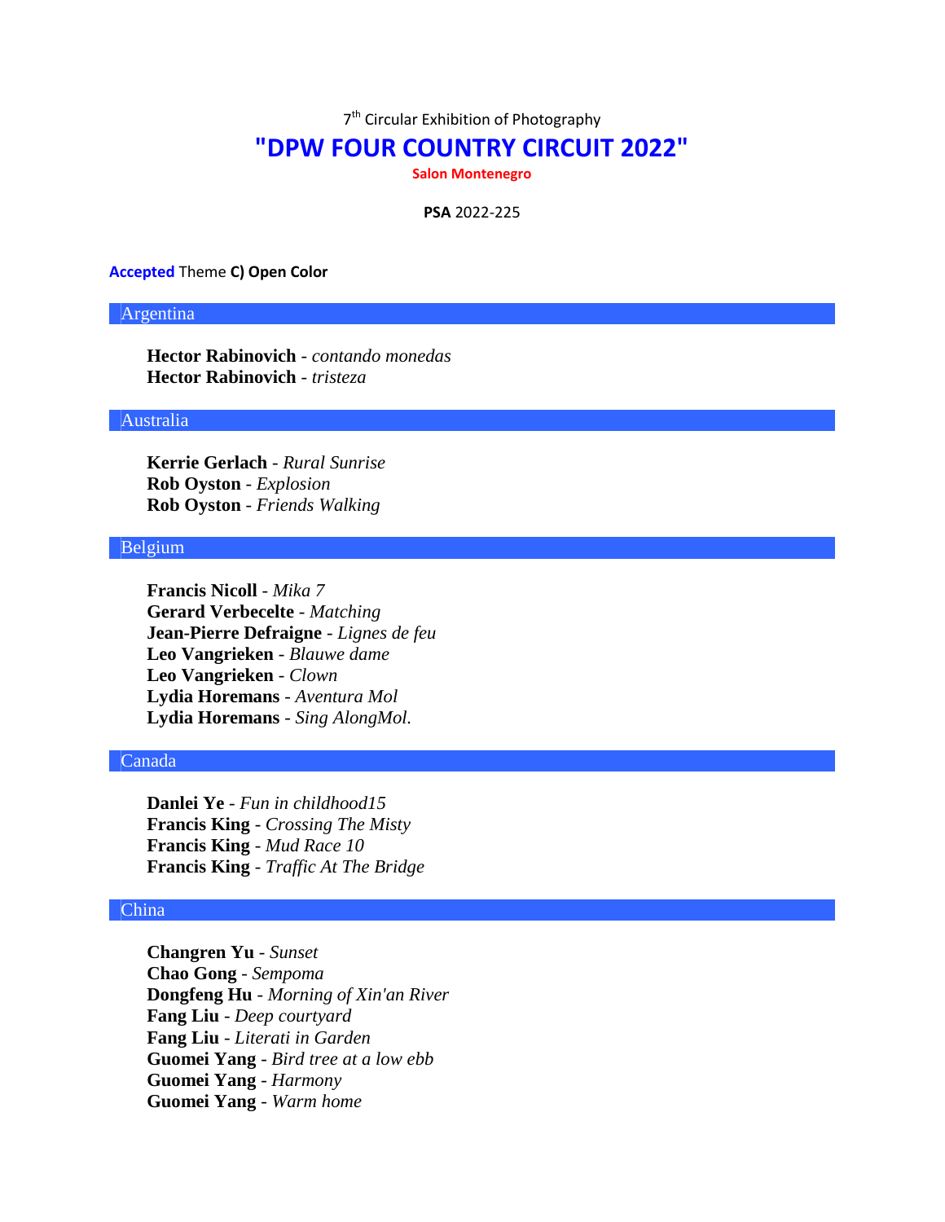7[th] Circular Exhibition of Photography

# "DPW FOUR COUNTRY CIRCUIT 2022"

**Salon Montenegro**

**PSA** 2022-225

**Accepted** Theme **C) Open Color**

## Argentina

**Hector Rabinovich** - *contando monedas*
**Hector Rabinovich** - *tristeza*

## Australia

**Kerrie Gerlach** - *Rural Sunrise*
**Rob Oyston** - *Explosion*
**Rob Oyston** - *Friends Walking*

## Belgium

**Francis Nicoll** - *Mika 7*
**Gerard Verbecelte** - *Matching*
**Jean-Pierre Defraigne** - *Lignes de feu*
**Leo Vangrieken** - *Blauwe dame*
**Leo Vangrieken** - *Clown*
**Lydia Horemans** - *Aventura Mol*
**Lydia Horemans** - *Sing AlongMol.*

## Canada

**Danlei Ye** - *Fun in childhood15*
**Francis King** - *Crossing The Misty*
**Francis King** - *Mud Race 10*
**Francis King** - *Traffic At The Bridge*

## China

**Changren Yu** - *Sunset*
**Chao Gong** - *Sempoma*
**Dongfeng Hu** - *Morning of Xin'an River*
**Fang Liu** - *Deep courtyard*
**Fang Liu** - *Literati in Garden*
**Guomei Yang** - *Bird tree at a low ebb*
**Guomei Yang** - *Harmony*
**Guomei Yang** - *Warm home*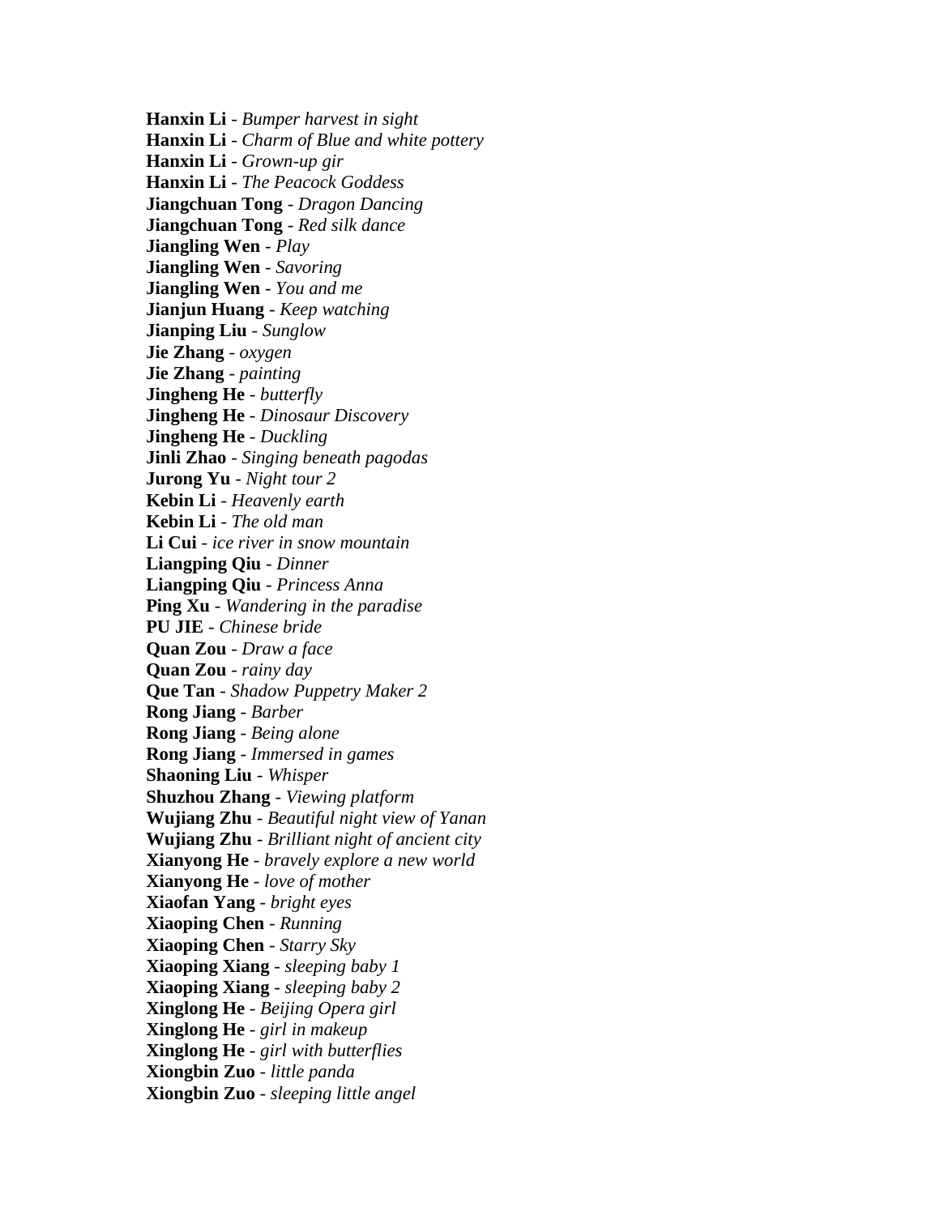**Hanxin Li** - *Bumper harvest in sight*
**Hanxin Li** - *Charm of Blue and white pottery*
**Hanxin Li** - *Grown-up gir*
**Hanxin Li** - *The Peacock Goddess*
**Jiangchuan Tong** - *Dragon Dancing*
**Jiangchuan Tong** - *Red silk dance*
**Jiangling Wen** - *Play*
**Jiangling Wen** - *Savoring*
**Jiangling Wen** - *You and me*
**Jianjun Huang** - *Keep watching*
**Jianping Liu** - *Sunglow*
**Jie Zhang** - *oxygen*
**Jie Zhang** - *painting*
**Jingheng He** - *butterfly*
**Jingheng He** - *Dinosaur Discovery*
**Jingheng He** - *Duckling*
**Jinli Zhao** - *Singing beneath pagodas*
**Jurong Yu** - *Night tour 2*
**Kebin Li** - *Heavenly earth*
**Kebin Li** - *The old man*
**Li Cui** - *ice river in snow mountain*
**Liangping Qiu** - *Dinner*
**Liangping Qiu** - *Princess Anna*
**Ping Xu** - *Wandering in the paradise*
**PU JIE** - *Chinese bride*
**Quan Zou** - *Draw a face*
**Quan Zou** - *rainy day*
**Que Tan** - *Shadow Puppetry Maker 2*
**Rong Jiang** - *Barber*
**Rong Jiang** - *Being alone*
**Rong Jiang** - *Immersed in games*
**Shaoning Liu** - *Whisper*
**Shuzhou Zhang** - *Viewing platform*
**Wujiang Zhu** - *Beautiful night view of Yanan*
**Wujiang Zhu** - *Brilliant night of ancient city*
**Xianyong He** - *bravely explore a new world*
**Xianyong He** - *love of mother*
**Xiaofan Yang** - *bright eyes*
**Xiaoping Chen** - *Running*
**Xiaoping Chen** - *Starry Sky*
**Xiaoping Xiang** - *sleeping baby 1*
**Xiaoping Xiang** - *sleeping baby 2*
**Xinglong He** - *Beijing Opera girl*
**Xinglong He** - *girl in makeup*
**Xinglong He** - *girl with butterflies*
**Xiongbin Zuo** - *little panda*
**Xiongbin Zuo** - *sleeping little angel*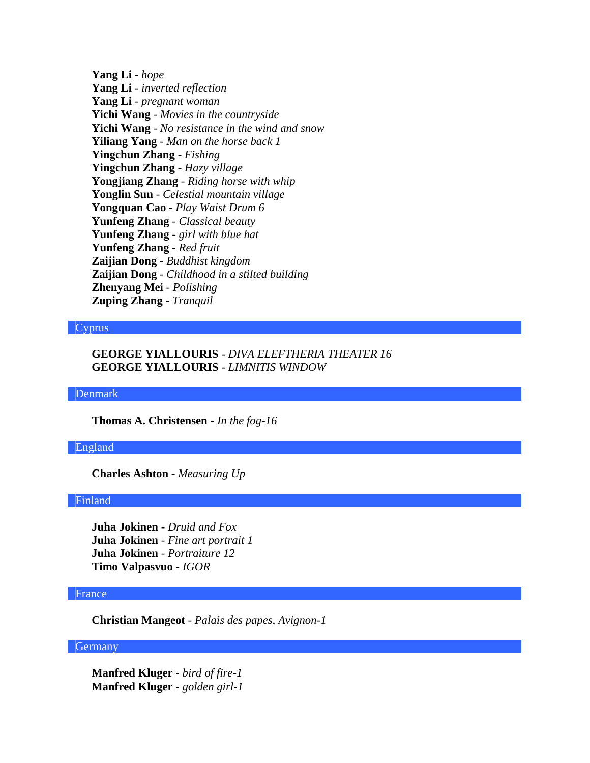**Yang Li** - *hope*
**Yang Li** - *inverted reflection*
**Yang Li** - *pregnant woman*
**Yichi Wang** - *Movies in the countryside*
**Yichi Wang** - *No resistance in the wind and snow*
**Yiliang Yang** - *Man on the horse back 1*
**Yingchun Zhang** - *Fishing*
**Yingchun Zhang** - *Hazy village*
**Yongjiang Zhang** - *Riding horse with whip*
**Yonglin Sun** - *Celestial mountain village*
**Yongquan Cao** - *Play Waist Drum 6*
**Yunfeng Zhang** - *Classical beauty*
**Yunfeng Zhang** - *girl with blue hat*
**Yunfeng Zhang** - *Red fruit*
**Zaijian Dong** - *Buddhist kingdom*
**Zaijian Dong** - *Childhood in a stilted building*
**Zhenyang Mei** - *Polishing*
**Zuping Zhang** - *Tranquil*

## Cyprus

**GEORGE YIALLOURIS** - *DIVA ELEFTHERIA THEATER 16*
**GEORGE YIALLOURIS** - *LIMNITIS WINDOW*

## Denmark

**Thomas A. Christensen** - *In the fog-16*

## England

**Charles Ashton** - *Measuring Up*

## Finland

**Juha Jokinen** - *Druid and Fox*
**Juha Jokinen** - *Fine art portrait 1*
**Juha Jokinen** - *Portraiture 12*
**Timo Valpasvuo** - *IGOR*

## France

**Christian Mangeot** - *Palais des papes, Avignon-1*

## Germany

**Manfred Kluger** - *bird of fire-1*
**Manfred Kluger** - *golden girl-1*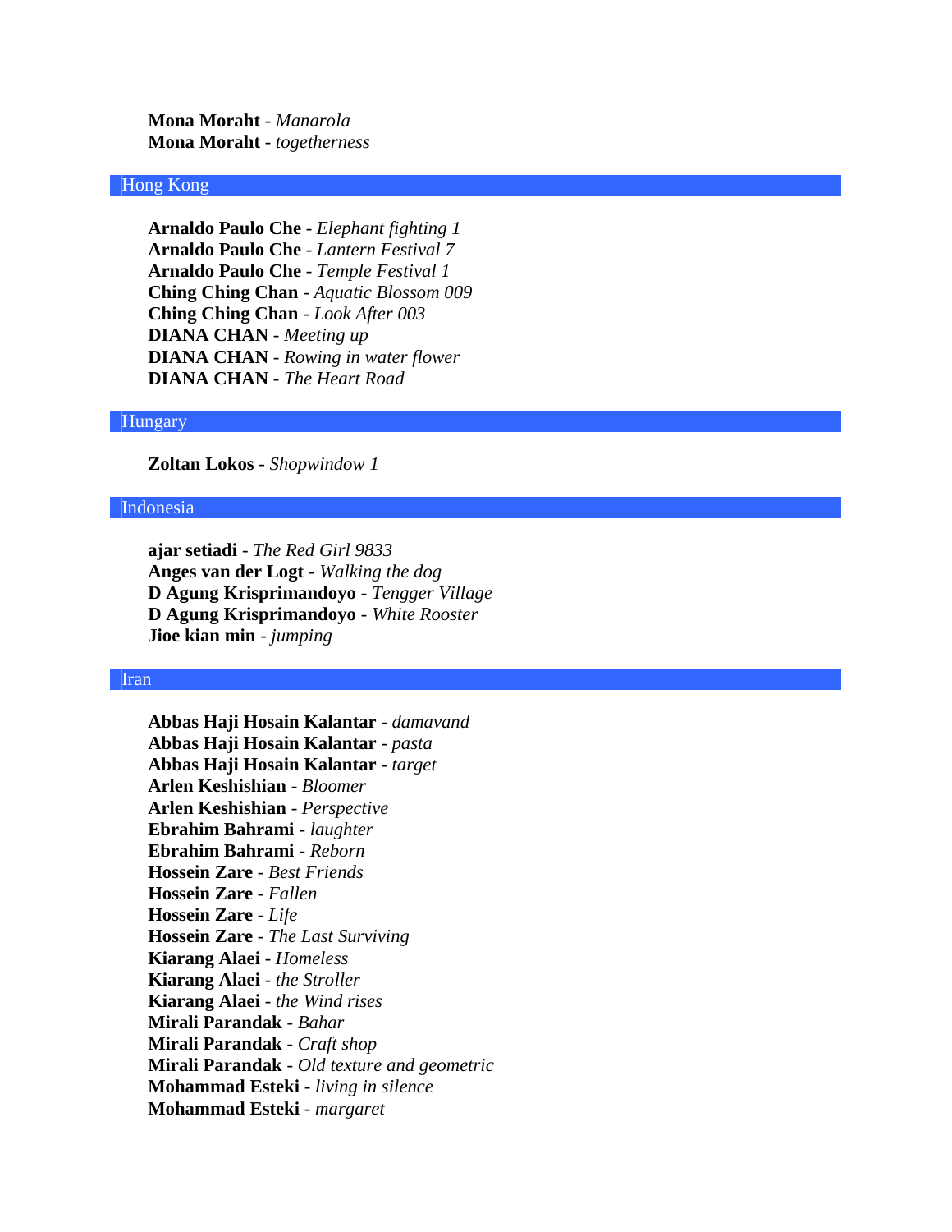**Mona Moraht** - *Manarola*
**Mona Moraht** - *togetherness*

## Hong Kong

**Arnaldo Paulo Che** - *Elephant fighting 1*
**Arnaldo Paulo Che** - *Lantern Festival 7*
**Arnaldo Paulo Che** - *Temple Festival 1*
**Ching Ching Chan** - *Aquatic Blossom 009*
**Ching Ching Chan** - *Look After 003*
**DIANA CHAN** - *Meeting up*
**DIANA CHAN** - *Rowing in water flower*
**DIANA CHAN** - *The Heart Road*

## Hungary

**Zoltan Lokos** - *Shopwindow 1*

## Indonesia

**ajar setiadi** - *The Red Girl 9833*
**Anges van der Logt** - *Walking the dog*
**D Agung Krisprimandoyo** - *Tengger Village*
**D Agung Krisprimandoyo** - *White Rooster*
**Jioe kian min** - *jumping*

## Iran

**Abbas Haji Hosain Kalantar** - *damavand*
**Abbas Haji Hosain Kalantar** - *pasta*
**Abbas Haji Hosain Kalantar** - *target*
**Arlen Keshishian** - *Bloomer*
**Arlen Keshishian** - *Perspective*
**Ebrahim Bahrami** - *laughter*
**Ebrahim Bahrami** - *Reborn*
**Hossein Zare** - *Best Friends*
**Hossein Zare** - *Fallen*
**Hossein Zare** - *Life*
**Hossein Zare** - *The Last Surviving*
**Kiarang Alaei** - *Homeless*
**Kiarang Alaei** - *the Stroller*
**Kiarang Alaei** - *the Wind rises*
**Mirali Parandak** - *Bahar*
**Mirali Parandak** - *Craft shop*
**Mirali Parandak** - *Old texture and geometric*
**Mohammad Esteki** - *living in silence*
**Mohammad Esteki** - *margaret*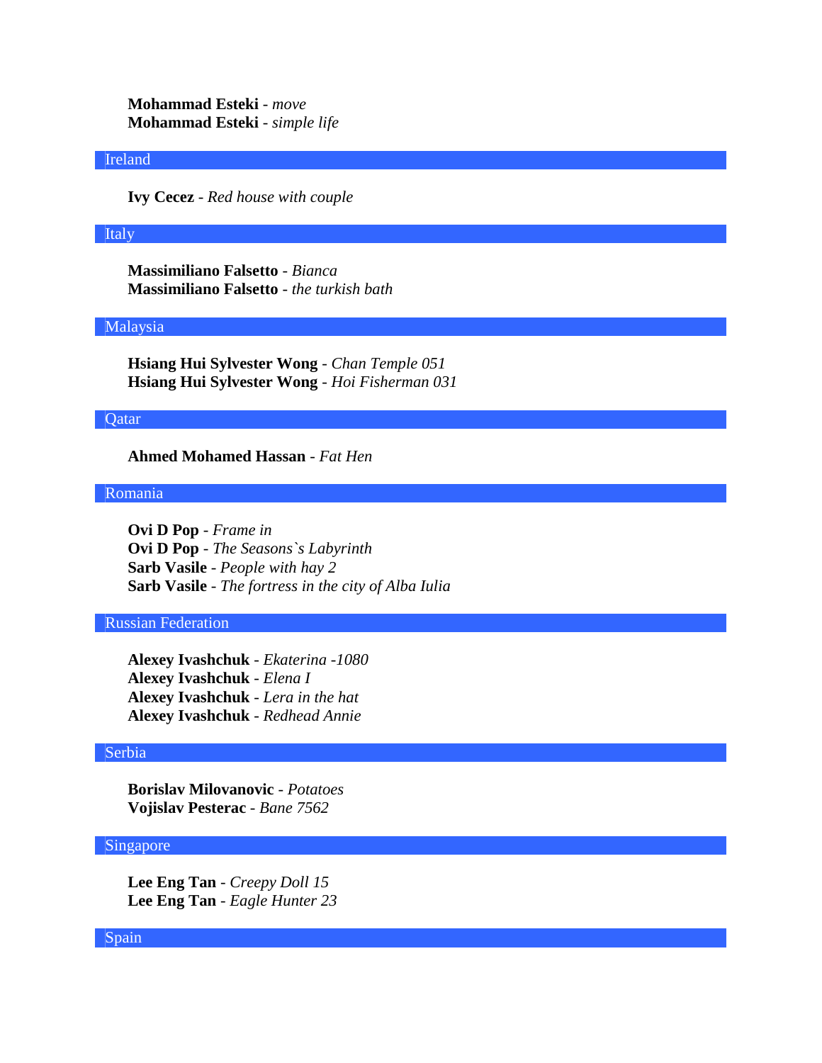**Mohammad Esteki** - *move*
**Mohammad Esteki** - *simple life*

## Ireland

**Ivy Cecez** - *Red house with couple*

## Italy

**Massimiliano Falsetto** - *Bianca*
**Massimiliano Falsetto** - *the turkish bath*

## Malaysia

**Hsiang Hui Sylvester Wong** - *Chan Temple 051*
**Hsiang Hui Sylvester Wong** - *Hoi Fisherman 031*

## Qatar

**Ahmed Mohamed Hassan** - *Fat Hen*

## Romania

**Ovi D Pop** - *Frame in*
**Ovi D Pop** - *The Seasons`s Labyrinth*
**Sarb Vasile** - *People with hay 2*
**Sarb Vasile** - *The fortress in the city of Alba Iulia*

## Russian Federation

**Alexey Ivashchuk** - *Ekaterina -1080*
**Alexey Ivashchuk** - *Elena I*
**Alexey Ivashchuk** - *Lera in the hat*
**Alexey Ivashchuk** - *Redhead Annie*

## Serbia

**Borislav Milovanovic** - *Potatoes*
**Vojislav Pesterac** - *Bane 7562*

## Singapore

**Lee Eng Tan** - *Creepy Doll 15*
**Lee Eng Tan** - *Eagle Hunter 23*

## Spain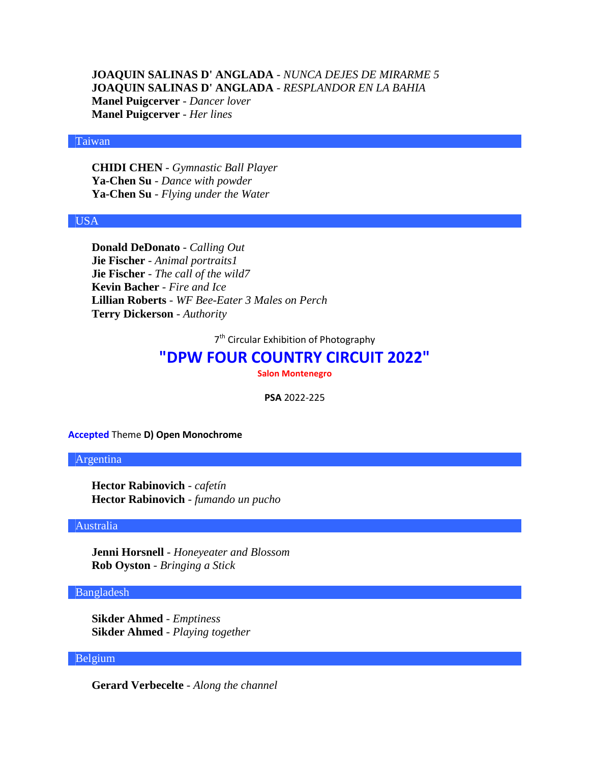**JOAQUIN SALINAS D' ANGLADA** - *NUNCA DEJES DE MIRARME 5*
**JOAQUIN SALINAS D' ANGLADA** - *RESPLANDOR EN LA BAHIA*
**Manel Puigcerver** - *Dancer lover*
**Manel Puigcerver** - *Her lines*

### Taiwan

**CHIDI CHEN** - *Gymnastic Ball Player*
**Ya-Chen Su** - *Dance with powder*
**Ya-Chen Su** - *Flying under the Water*

### USA

**Donald DeDonato** - *Calling Out*
**Jie Fischer** - *Animal portraits1*
**Jie Fischer** - *The call of the wild7*
**Kevin Bacher** - *Fire and Ice*
**Lillian Roberts** - *WF Bee-Eater 3 Males on Perch*
**Terry Dickerson** - *Authority*

7th Circular Exhibition of Photography

# "DPW FOUR COUNTRY CIRCUIT 2022"

**Salon Montenegro**

**PSA** 2022-225

**Accepted** Theme **D) Open Monochrome**

### Argentina

**Hector Rabinovich** - *cafetín*
**Hector Rabinovich** - *fumando un pucho*

### Australia

**Jenni Horsnell** - *Honeyeater and Blossom*
**Rob Oyston** - *Bringing a Stick*

### Bangladesh

**Sikder Ahmed** - *Emptiness*
**Sikder Ahmed** - *Playing together*

### Belgium

**Gerard Verbecelte** - *Along the channel*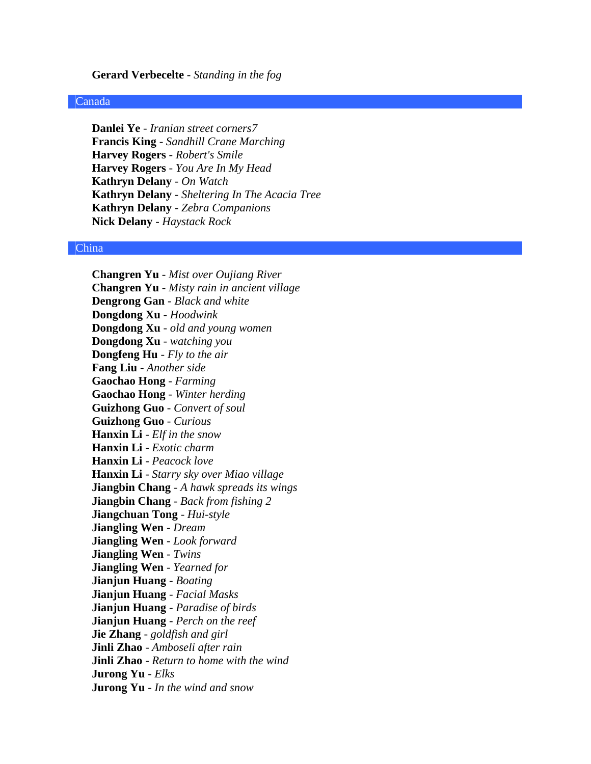**Gerard Verbecelte** - *Standing in the fog*

## Canada

**Danlei Ye** - *Iranian street corners7*
**Francis King** - *Sandhill Crane Marching*
**Harvey Rogers** - *Robert's Smile*
**Harvey Rogers** - *You Are In My Head*
**Kathryn Delany** - *On Watch*
**Kathryn Delany** - *Sheltering In The Acacia Tree*
**Kathryn Delany** - *Zebra Companions*
**Nick Delany** - *Haystack Rock*

## China

**Changren Yu** - *Mist over Oujiang River*
**Changren Yu** - *Misty rain in ancient village*
**Dengrong Gan** - *Black and white*
**Dongdong Xu** - *Hoodwink*
**Dongdong Xu** - *old and young women*
**Dongdong Xu** - *watching you*
**Dongfeng Hu** - *Fly to the air*
**Fang Liu** - *Another side*
**Gaochao Hong** - *Farming*
**Gaochao Hong** - *Winter herding*
**Guizhong Guo** - *Convert of soul*
**Guizhong Guo** - *Curious*
**Hanxin Li** - *Elf in the snow*
**Hanxin Li** - *Exotic charm*
**Hanxin Li** - *Peacock love*
**Hanxin Li** - *Starry sky over Miao village*
**Jiangbin Chang** - *A hawk spreads its wings*
**Jiangbin Chang** - *Back from fishing 2*
**Jiangchuan Tong** - *Hui-style*
**Jiangling Wen** - *Dream*
**Jiangling Wen** - *Look forward*
**Jiangling Wen** - *Twins*
**Jiangling Wen** - *Yearned for*
**Jianjun Huang** - *Boating*
**Jianjun Huang** - *Facial Masks*
**Jianjun Huang** - *Paradise of birds*
**Jianjun Huang** - *Perch on the reef*
**Jie Zhang** - *goldfish and girl*
**Jinli Zhao** - *Amboseli after rain*
**Jinli Zhao** - *Return to home with the wind*
**Jurong Yu** - *Elks*
**Jurong Yu** - *In the wind and snow*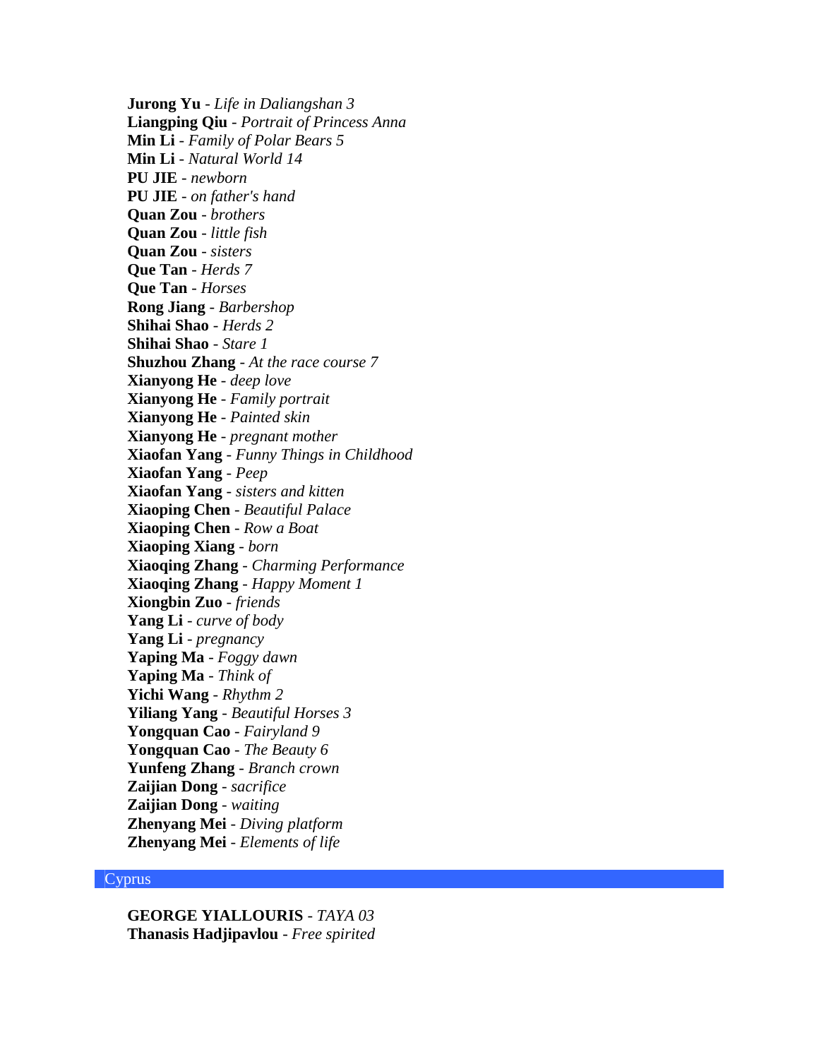**Jurong Yu** - *Life in Daliangshan 3*
**Liangping Qiu** - *Portrait of Princess Anna*
**Min Li** - *Family of Polar Bears 5*
**Min Li** - *Natural World 14*
**PU JIE** - *newborn*
**PU JIE** - *on father's hand*
**Quan Zou** - *brothers*
**Quan Zou** - *little fish*
**Quan Zou** - *sisters*
**Que Tan** - *Herds 7*
**Que Tan** - *Horses*
**Rong Jiang** - *Barbershop*
**Shihai Shao** - *Herds 2*
**Shihai Shao** - *Stare 1*
**Shuzhou Zhang** - *At the race course 7*
**Xianyong He** - *deep love*
**Xianyong He** - *Family portrait*
**Xianyong He** - *Painted skin*
**Xianyong He** - *pregnant mother*
**Xiaofan Yang** - *Funny Things in Childhood*
**Xiaofan Yang** - *Peep*
**Xiaofan Yang** - *sisters and kitten*
**Xiaoping Chen** - *Beautiful Palace*
**Xiaoping Chen** - *Row a Boat*
**Xiaoping Xiang** - *born*
**Xiaoqing Zhang** - *Charming Performance*
**Xiaoqing Zhang** - *Happy Moment 1*
**Xiongbin Zuo** - *friends*
**Yang Li** - *curve of body*
**Yang Li** - *pregnancy*
**Yaping Ma** - *Foggy dawn*
**Yaping Ma** - *Think of*
**Yichi Wang** - *Rhythm 2*
**Yiliang Yang** - *Beautiful Horses 3*
**Yongquan Cao** - *Fairyland 9*
**Yongquan Cao** - *The Beauty 6*
**Yunfeng Zhang** - *Branch crown*
**Zaijian Dong** - *sacrifice*
**Zaijian Dong** - *waiting*
**Zhenyang Mei** - *Diving platform*
**Zhenyang Mei** - *Elements of life*

## Cyprus

**GEORGE YIALLOURIS** - *TAYA 03*
**Thanasis Hadjipavlou** - *Free spirited*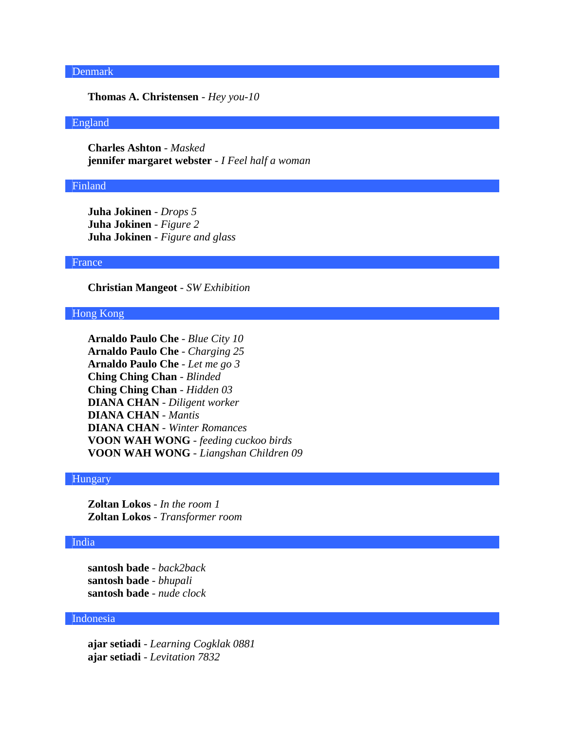## Denmark

**Thomas A. Christensen** - *Hey you-10*

## England

**Charles Ashton** - *Masked*
**jennifer margaret webster** - *I Feel half a woman*

## Finland

**Juha Jokinen** - *Drops 5*
**Juha Jokinen** - *Figure 2*
**Juha Jokinen** - *Figure and glass*

## France

**Christian Mangeot** - *SW Exhibition*

## Hong Kong

**Arnaldo Paulo Che** - *Blue City 10*
**Arnaldo Paulo Che** - *Charging 25*
**Arnaldo Paulo Che** - *Let me go 3*
**Ching Ching Chan** - *Blinded*
**Ching Ching Chan** - *Hidden 03*
**DIANA CHAN** - *Diligent worker*
**DIANA CHAN** - *Mantis*
**DIANA CHAN** - *Winter Romances*
**VOON WAH WONG** - *feeding cuckoo birds*
**VOON WAH WONG** - *Liangshan Children 09*

## Hungary

**Zoltan Lokos** - *In the room 1*
**Zoltan Lokos** - *Transformer room*

## India

**santosh bade** - *back2back*
**santosh bade** - *bhupali*
**santosh bade** - *nude clock*

## Indonesia

**ajar setiadi** - *Learning Cogklak 0881*
**ajar setiadi** - *Levitation 7832*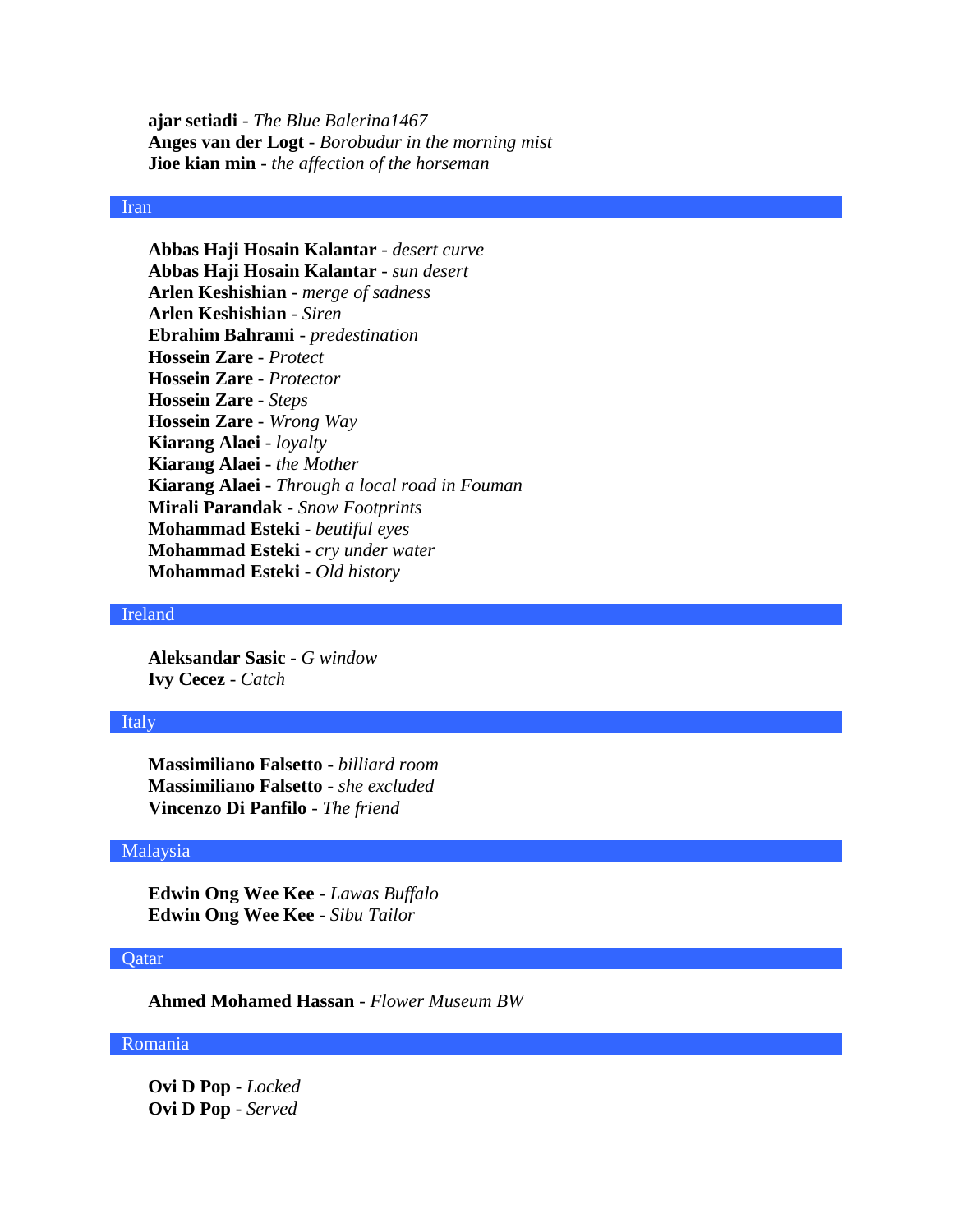**ajar setiadi** - *The Blue Balerina1467*
**Anges van der Logt** - *Borobudur in the morning mist*
**Jioe kian min** - *the affection of the horseman*

## Iran

**Abbas Haji Hosain Kalantar** - *desert curve*
**Abbas Haji Hosain Kalantar** - *sun desert*
**Arlen Keshishian** - *merge of sadness*
**Arlen Keshishian** - *Siren*
**Ebrahim Bahrami** - *predestination*
**Hossein Zare** - *Protect*
**Hossein Zare** - *Protector*
**Hossein Zare** - *Steps*
**Hossein Zare** - *Wrong Way*
**Kiarang Alaei** - *loyalty*
**Kiarang Alaei** - *the Mother*
**Kiarang Alaei** - *Through a local road in Fouman*
**Mirali Parandak** - *Snow Footprints*
**Mohammad Esteki** - *beutiful eyes*
**Mohammad Esteki** - *cry under water*
**Mohammad Esteki** - *Old history*

## Ireland

**Aleksandar Sasic** - *G window*
**Ivy Cecez** - *Catch*

## Italy

**Massimiliano Falsetto** - *billiard room*
**Massimiliano Falsetto** - *she excluded*
**Vincenzo Di Panfilo** - *The friend*

## Malaysia

**Edwin Ong Wee Kee** - *Lawas Buffalo*
**Edwin Ong Wee Kee** - *Sibu Tailor*

## Qatar

**Ahmed Mohamed Hassan** - *Flower Museum BW*

## Romania

**Ovi D Pop** - *Locked*
**Ovi D Pop** - *Served*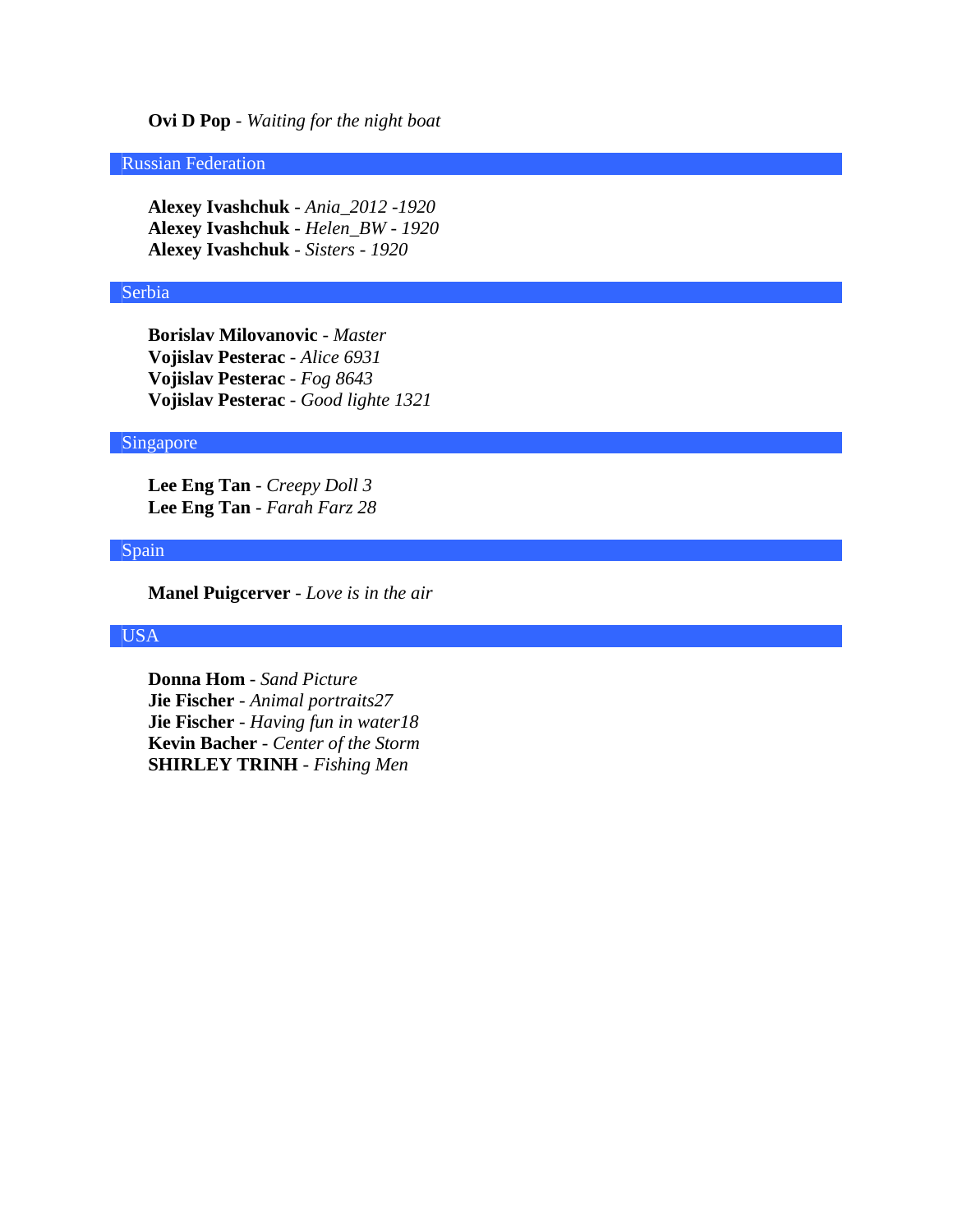**Ovi D Pop** - *Waiting for the night boat*

## Russian Federation

**Alexey Ivashchuk** - *Ania_2012 -1920*
**Alexey Ivashchuk** - *Helen_BW - 1920*
**Alexey Ivashchuk** - *Sisters - 1920*

## Serbia

**Borislav Milovanovic** - *Master*
**Vojislav Pesterac** - *Alice 6931*
**Vojislav Pesterac** - *Fog 8643*
**Vojislav Pesterac** - *Good lighte 1321*

## Singapore

**Lee Eng Tan** - *Creepy Doll 3*
**Lee Eng Tan** - *Farah Farz 28*

## Spain

**Manel Puigcerver** - *Love is in the air*

## USA

**Donna Hom** - *Sand Picture*
**Jie Fischer** - *Animal portraits27*
**Jie Fischer** - *Having fun in water18*
**Kevin Bacher** - *Center of the Storm*
**SHIRLEY TRINH** - *Fishing Men*